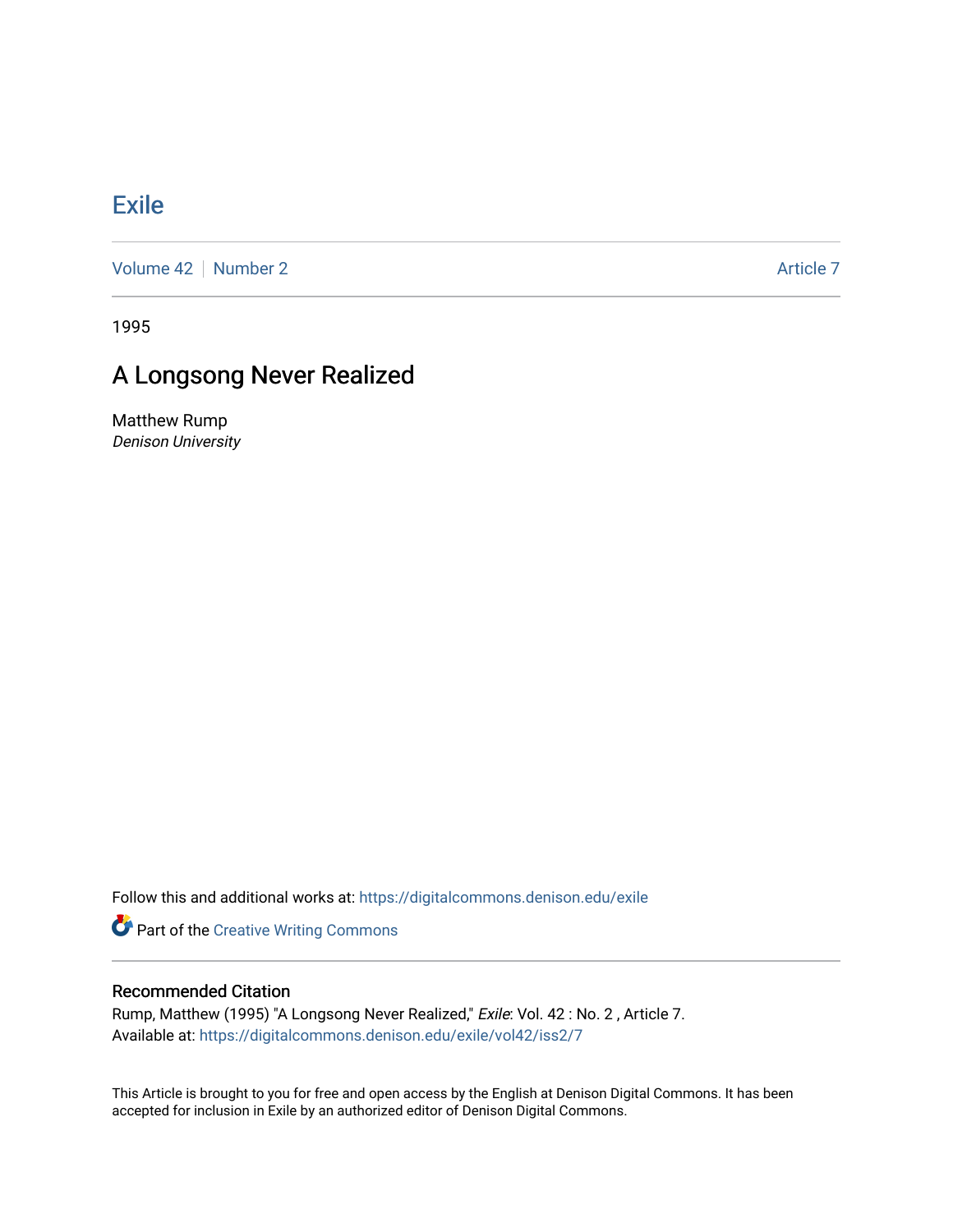# Exile

Volume 42 | Number 2 | Article 7

1995

## A Longsong Never Realized

Matthew Rump
*Denison University*

Follow this and additional works at: https://digitalcommons.denison.edu/exile

Part of the Creative Writing Commons

### Recommended Citation

Rump, Matthew (1995) "A Longsong Never Realized," *Exile*: Vol. 42 : No. 2 , Article 7.
Available at: https://digitalcommons.denison.edu/exile/vol42/iss2/7

This Article is brought to you for free and open access by the English at Denison Digital Commons. It has been accepted for inclusion in Exile by an authorized editor of Denison Digital Commons.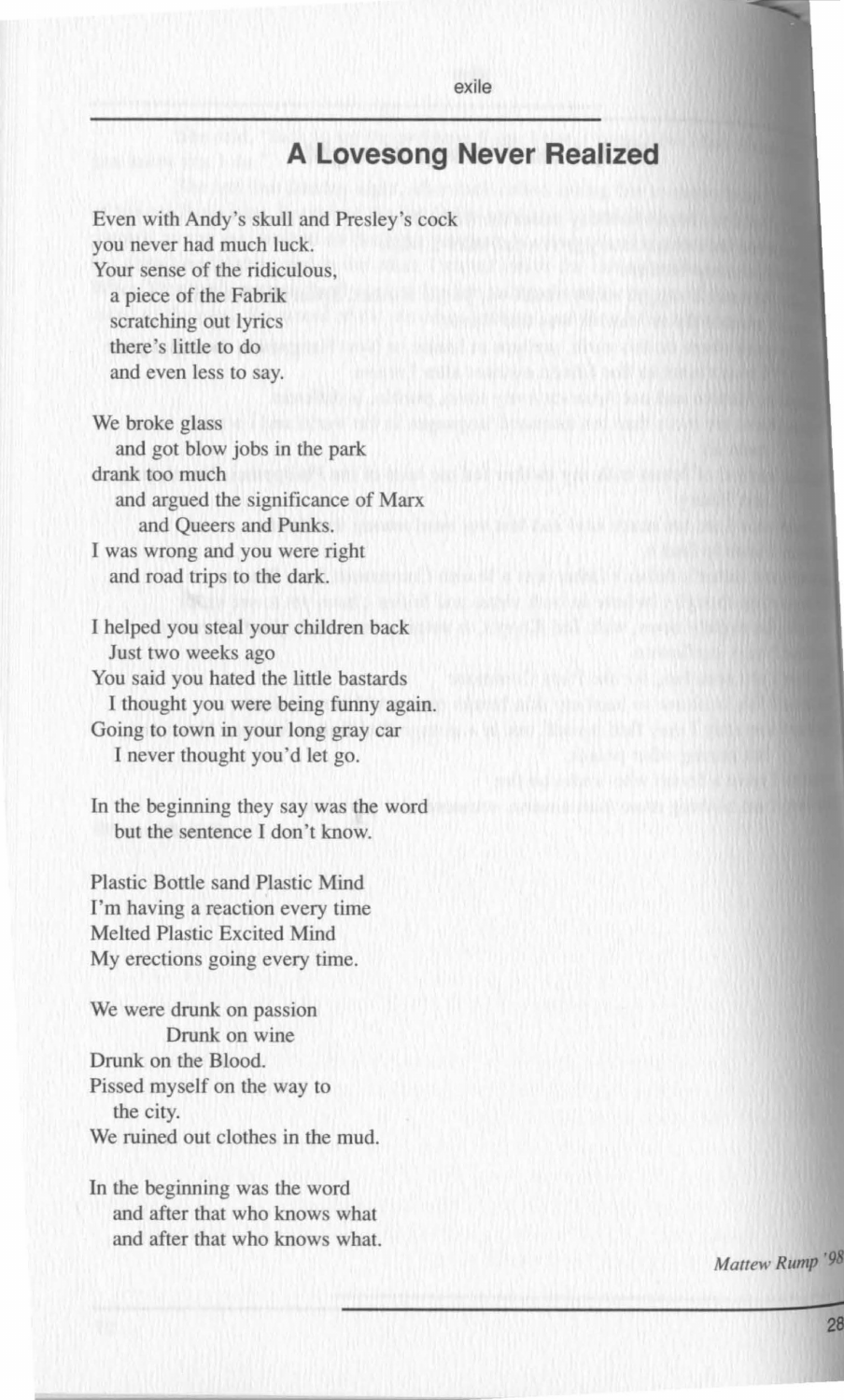## A Lovesong Never Realized

Even with Andy's skull and Presley's cock
you never had much luck.
Your sense of the ridiculous,
  a piece of the Fabrik
  scratching out lyrics
  there's little to do
  and even less to say.

We broke glass
  and got blow jobs in the park
drank too much
  and argued the significance of Marx
    and Queers and Punks.
I was wrong and you were right
  and road trips to the dark.

I helped you steal your children back
  Just two weeks ago
You said you hated the little bastards
  I thought you were being funny again.
Going to town in your long gray car
  I never thought you'd let go.

In the beginning they say was the word
  but the sentence I don't know.

Plastic Bottle sand Plastic Mind
I'm having a reaction every time
Melted Plastic Excited Mind
My erections going every time.

We were drunk on passion
    Drunk on wine
Drunk on the Blood.
Pissed myself on the way to
  the city.
We ruined out clothes in the mud.

In the beginning was the word
  and after that who knows what
  and after that who knows what.

*Mattew Rump '98*